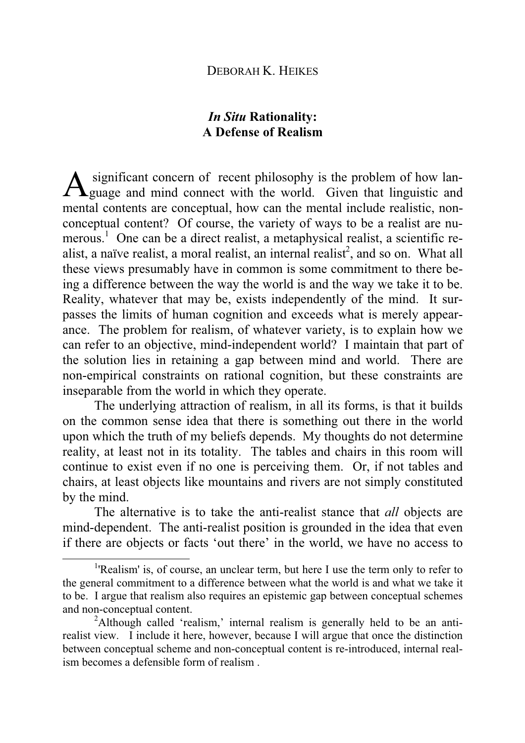DEBORAH K. HEIKES

# *In Situ* Rationality: A Defense of Realism

A significant concern of recent philosophy is the problem of how language and mind connect with the world. Given that linguistic and mental contents are conceptual, how can the mental include realistic, non-conceptual content? Of course, the variety of ways to be a realist are numerous.[1] One can be a direct realist, a metaphysical realist, a scientific realist, a naïve realist, a moral realist, an internal realist[2], and so on. What all these views presumably have in common is some commitment to there being a difference between the way the world is and the way we take it to be. Reality, whatever that may be, exists independently of the mind. It surpasses the limits of human cognition and exceeds what is merely appearance. The problem for realism, of whatever variety, is to explain how we can refer to an objective, mind-independent world? I maintain that part of the solution lies in retaining a gap between mind and world. There are non-empirical constraints on rational cognition, but these constraints are inseparable from the world in which they operate.

The underlying attraction of realism, in all its forms, is that it builds on the common sense idea that there is something out there in the world upon which the truth of my beliefs depends. My thoughts do not determine reality, at least not in its totality. The tables and chairs in this room will continue to exist even if no one is perceiving them. Or, if not tables and chairs, at least objects like mountains and rivers are not simply constituted by the mind.

The alternative is to take the anti-realist stance that *all* objects are mind-dependent. The anti-realist position is grounded in the idea that even if there are objects or facts 'out there' in the world, we have no access to

---

[1]'Realism' is, of course, an unclear term, but here I use the term only to refer to the general commitment to a difference between what the world is and what we take it to be. I argue that realism also requires an epistemic gap between conceptual schemes and non-conceptual content.

[2]Although called 'realism,' internal realism is generally held to be an anti-realist view. I include it here, however, because I will argue that once the distinction between conceptual scheme and non-conceptual content is re-introduced, internal realism becomes a defensible form of realism .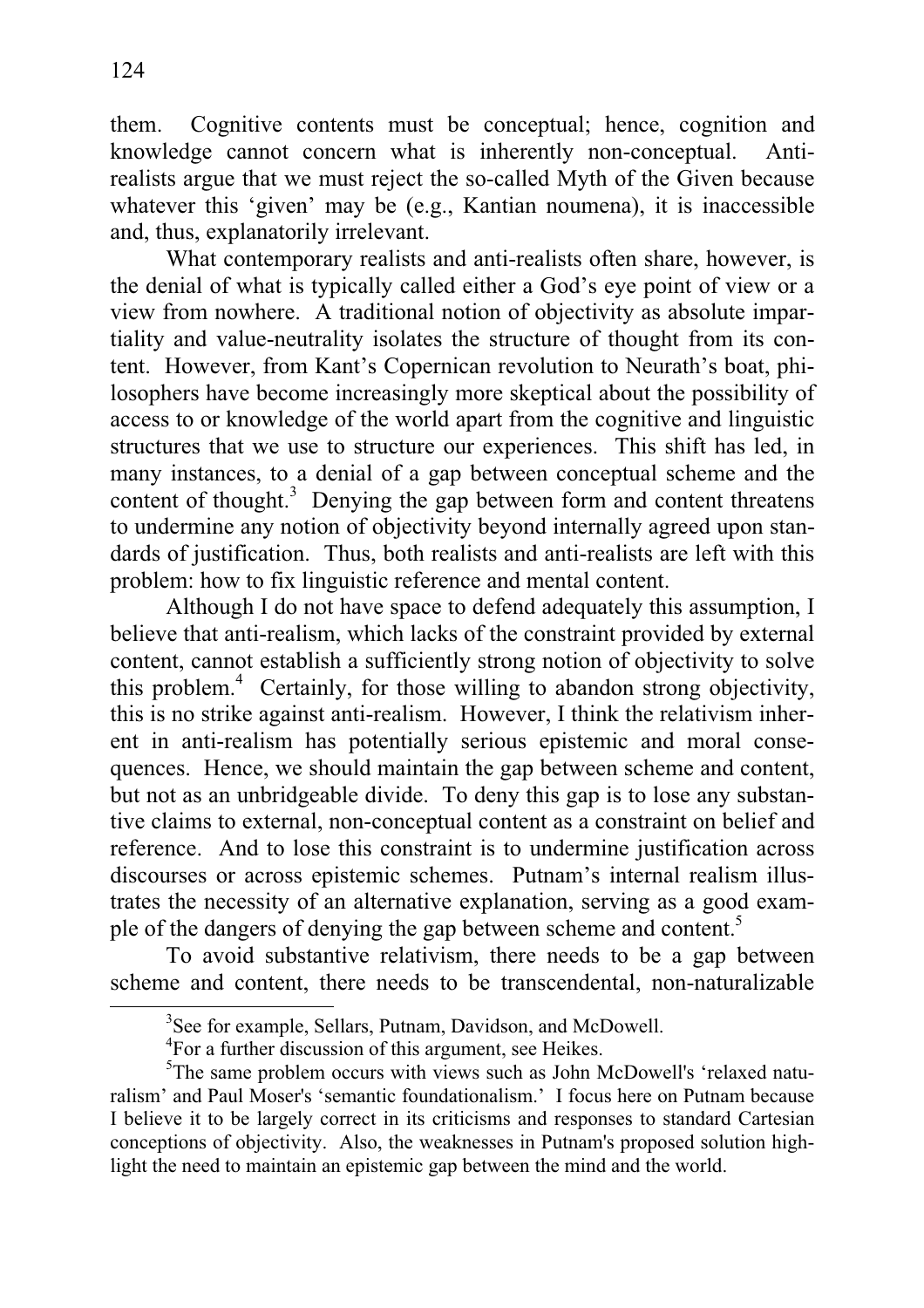them. Cognitive contents must be conceptual; hence, cognition and knowledge cannot concern what is inherently non-conceptual. Anti-realists argue that we must reject the so-called Myth of the Given because whatever this 'given' may be (e.g., Kantian noumena), it is inaccessible and, thus, explanatorily irrelevant.

What contemporary realists and anti-realists often share, however, is the denial of what is typically called either a God's eye point of view or a view from nowhere. A traditional notion of objectivity as absolute impartiality and value-neutrality isolates the structure of thought from its content. However, from Kant's Copernican revolution to Neurath's boat, philosophers have become increasingly more skeptical about the possibility of access to or knowledge of the world apart from the cognitive and linguistic structures that we use to structure our experiences. This shift has led, in many instances, to a denial of a gap between conceptual scheme and the content of thought.[3] Denying the gap between form and content threatens to undermine any notion of objectivity beyond internally agreed upon standards of justification. Thus, both realists and anti-realists are left with this problem: how to fix linguistic reference and mental content.

Although I do not have space to defend adequately this assumption, I believe that anti-realism, which lacks of the constraint provided by external content, cannot establish a sufficiently strong notion of objectivity to solve this problem.[4] Certainly, for those willing to abandon strong objectivity, this is no strike against anti-realism. However, I think the relativism inherent in anti-realism has potentially serious epistemic and moral consequences. Hence, we should maintain the gap between scheme and content, but not as an unbridgeable divide. To deny this gap is to lose any substantive claims to external, non-conceptual content as a constraint on belief and reference. And to lose this constraint is to undermine justification across discourses or across epistemic schemes. Putnam's internal realism illustrates the necessity of an alternative explanation, serving as a good example of the dangers of denying the gap between scheme and content.[5]

To avoid substantive relativism, there needs to be a gap between scheme and content, there needs to be transcendental, non-naturalizable

[3] See for example, Sellars, Putnam, Davidson, and McDowell.

[4] For a further discussion of this argument, see Heikes.

[5] The same problem occurs with views such as John McDowell's 'relaxed naturalism' and Paul Moser's 'semantic foundationalism.' I focus here on Putnam because I believe it to be largely correct in its criticisms and responses to standard Cartesian conceptions of objectivity. Also, the weaknesses in Putnam's proposed solution highlight the need to maintain an epistemic gap between the mind and the world.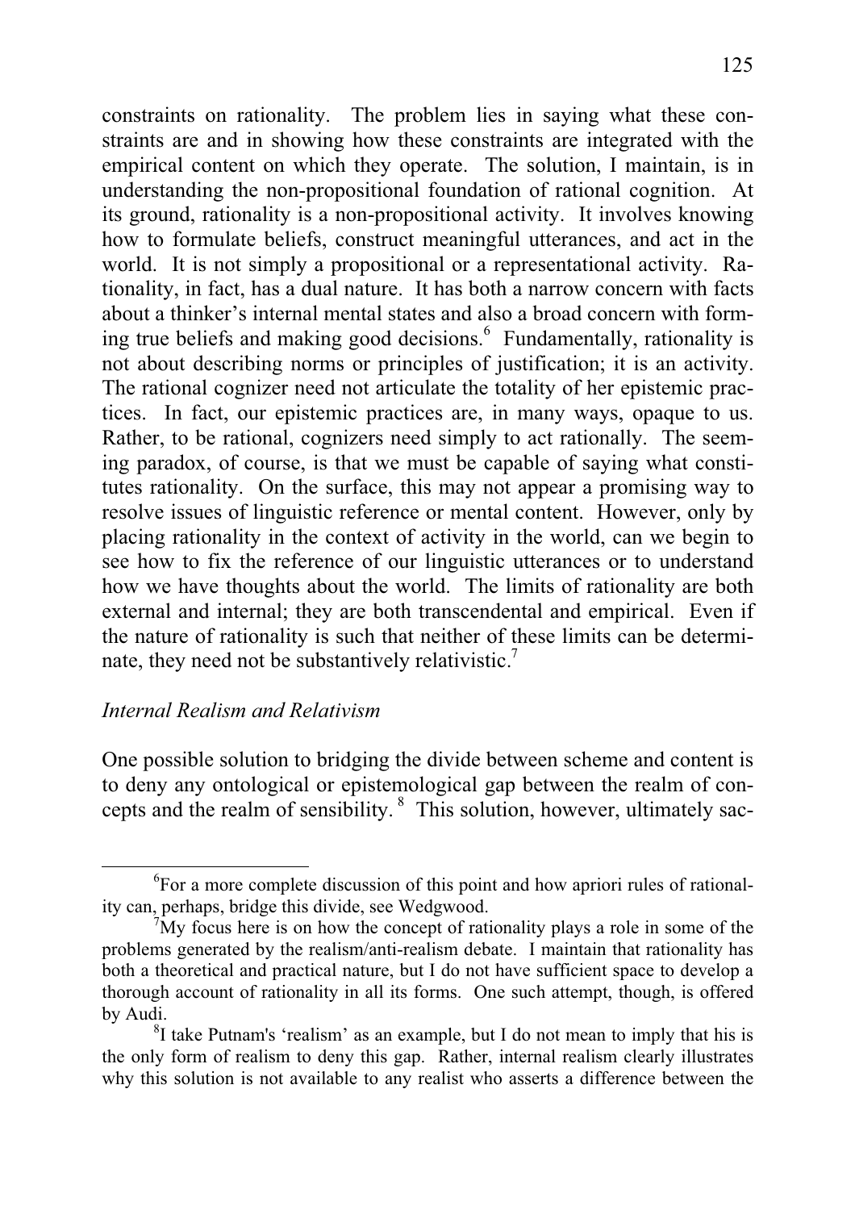constraints on rationality. The problem lies in saying what these constraints are and in showing how these constraints are integrated with the empirical content on which they operate. The solution, I maintain, is in understanding the non-propositional foundation of rational cognition. At its ground, rationality is a non-propositional activity. It involves knowing how to formulate beliefs, construct meaningful utterances, and act in the world. It is not simply a propositional or a representational activity. Rationality, in fact, has a dual nature. It has both a narrow concern with facts about a thinker's internal mental states and also a broad concern with forming true beliefs and making good decisions.[6] Fundamentally, rationality is not about describing norms or principles of justification; it is an activity. The rational cognizer need not articulate the totality of her epistemic practices. In fact, our epistemic practices are, in many ways, opaque to us. Rather, to be rational, cognizers need simply to act rationally. The seeming paradox, of course, is that we must be capable of saying what constitutes rationality. On the surface, this may not appear a promising way to resolve issues of linguistic reference or mental content. However, only by placing rationality in the context of activity in the world, can we begin to see how to fix the reference of our linguistic utterances or to understand how we have thoughts about the world. The limits of rationality are both external and internal; they are both transcendental and empirical. Even if the nature of rationality is such that neither of these limits can be determinate, they need not be substantively relativistic.[7]

*Internal Realism and Relativism*

One possible solution to bridging the divide between scheme and content is to deny any ontological or epistemological gap between the realm of concepts and the realm of sensibility.[8] This solution, however, ultimately sac-

---

[6]For a more complete discussion of this point and how apriori rules of rationality can, perhaps, bridge this divide, see Wedgwood.

[7]My focus here is on how the concept of rationality plays a role in some of the problems generated by the realism/anti-realism debate. I maintain that rationality has both a theoretical and practical nature, but I do not have sufficient space to develop a thorough account of rationality in all its forms. One such attempt, though, is offered by Audi.

[8]I take Putnam's 'realism' as an example, but I do not mean to imply that his is the only form of realism to deny this gap. Rather, internal realism clearly illustrates why this solution is not available to any realist who asserts a difference between the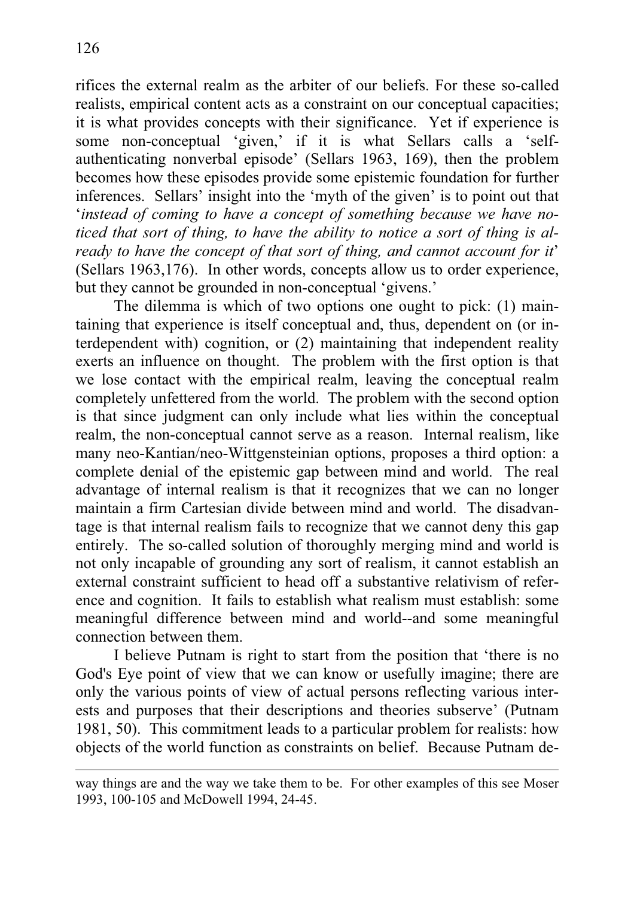rifices the external realm as the arbiter of our beliefs. For these so-called realists, empirical content acts as a constraint on our conceptual capacities; it is what provides concepts with their significance. Yet if experience is some non-conceptual 'given,' if it is what Sellars calls a 'self-authenticating nonverbal episode' (Sellars 1963, 169), then the problem becomes how these episodes provide some epistemic foundation for further inferences. Sellars' insight into the 'myth of the given' is to point out that '*instead of coming to have a concept of something because we have noticed that sort of thing, to have the ability to notice a sort of thing is already to have the concept of that sort of thing, and cannot account for it*' (Sellars 1963,176). In other words, concepts allow us to order experience, but they cannot be grounded in non-conceptual 'givens.'

The dilemma is which of two options one ought to pick: (1) maintaining that experience is itself conceptual and, thus, dependent on (or interdependent with) cognition, or (2) maintaining that independent reality exerts an influence on thought. The problem with the first option is that we lose contact with the empirical realm, leaving the conceptual realm completely unfettered from the world. The problem with the second option is that since judgment can only include what lies within the conceptual realm, the non-conceptual cannot serve as a reason. Internal realism, like many neo-Kantian/neo-Wittgensteinian options, proposes a third option: a complete denial of the epistemic gap between mind and world. The real advantage of internal realism is that it recognizes that we can no longer maintain a firm Cartesian divide between mind and world. The disadvantage is that internal realism fails to recognize that we cannot deny this gap entirely. The so-called solution of thoroughly merging mind and world is not only incapable of grounding any sort of realism, it cannot establish an external constraint sufficient to head off a substantive relativism of reference and cognition. It fails to establish what realism must establish: some meaningful difference between mind and world--and some meaningful connection between them.

I believe Putnam is right to start from the position that 'there is no God's Eye point of view that we can know or usefully imagine; there are only the various points of view of actual persons reflecting various interests and purposes that their descriptions and theories subserve' (Putnam 1981, 50). This commitment leads to a particular problem for realists: how objects of the world function as constraints on belief. Because Putnam de-

---

way things are and the way we take them to be. For other examples of this see Moser 1993, 100-105 and McDowell 1994, 24-45.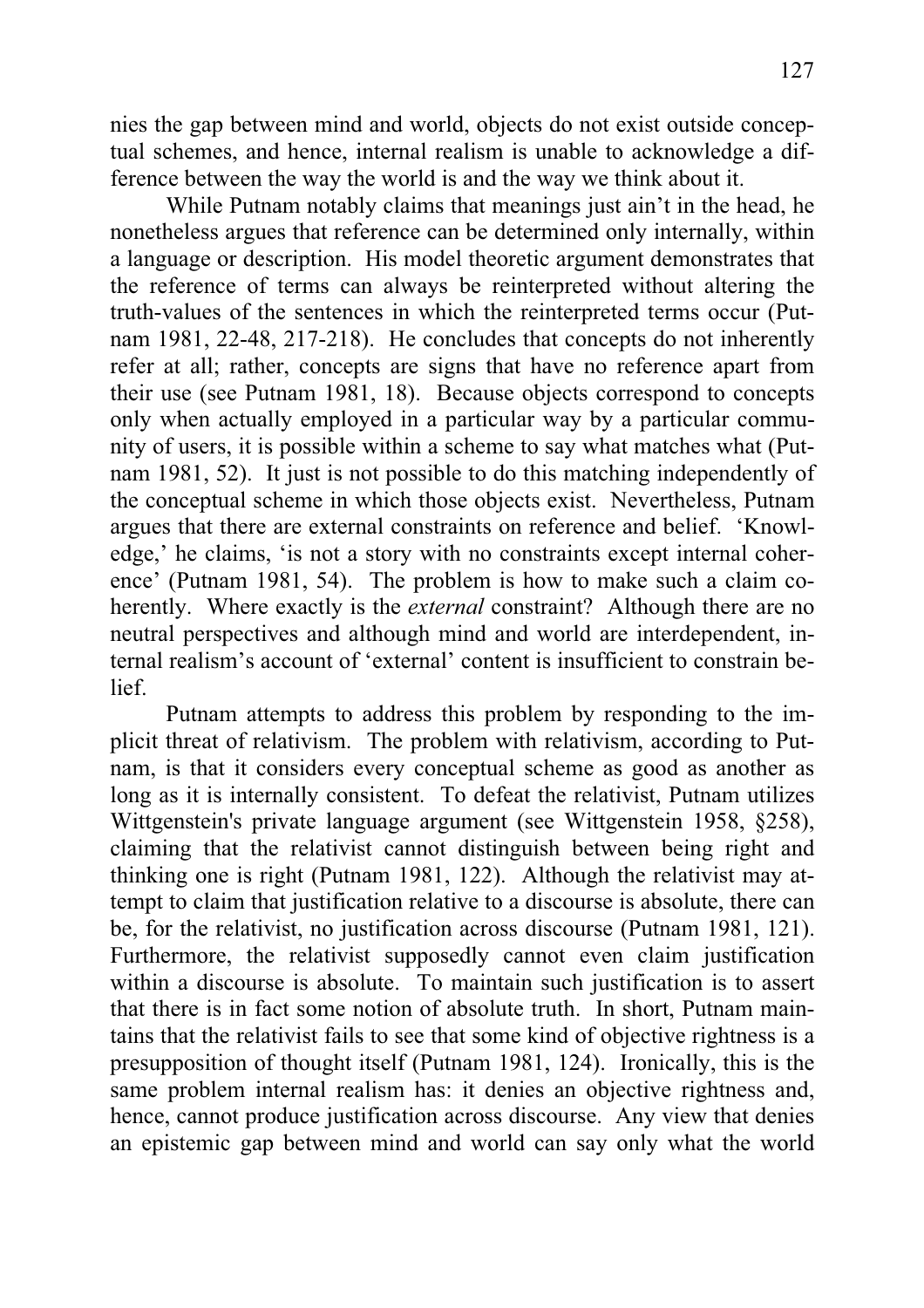nies the gap between mind and world, objects do not exist outside conceptual schemes, and hence, internal realism is unable to acknowledge a difference between the way the world is and the way we think about it.

While Putnam notably claims that meanings just ain't in the head, he nonetheless argues that reference can be determined only internally, within a language or description. His model theoretic argument demonstrates that the reference of terms can always be reinterpreted without altering the truth-values of the sentences in which the reinterpreted terms occur (Putnam 1981, 22-48, 217-218). He concludes that concepts do not inherently refer at all; rather, concepts are signs that have no reference apart from their use (see Putnam 1981, 18). Because objects correspond to concepts only when actually employed in a particular way by a particular community of users, it is possible within a scheme to say what matches what (Putnam 1981, 52). It just is not possible to do this matching independently of the conceptual scheme in which those objects exist. Nevertheless, Putnam argues that there are external constraints on reference and belief. 'Knowledge,' he claims, 'is not a story with no constraints except internal coherence' (Putnam 1981, 54). The problem is how to make such a claim coherently. Where exactly is the *external* constraint? Although there are no neutral perspectives and although mind and world are interdependent, internal realism's account of 'external' content is insufficient to constrain belief.

Putnam attempts to address this problem by responding to the implicit threat of relativism. The problem with relativism, according to Putnam, is that it considers every conceptual scheme as good as another as long as it is internally consistent. To defeat the relativist, Putnam utilizes Wittgenstein's private language argument (see Wittgenstein 1958, §258), claiming that the relativist cannot distinguish between being right and thinking one is right (Putnam 1981, 122). Although the relativist may attempt to claim that justification relative to a discourse is absolute, there can be, for the relativist, no justification across discourse (Putnam 1981, 121). Furthermore, the relativist supposedly cannot even claim justification within a discourse is absolute. To maintain such justification is to assert that there is in fact some notion of absolute truth. In short, Putnam maintains that the relativist fails to see that some kind of objective rightness is a presupposition of thought itself (Putnam 1981, 124). Ironically, this is the same problem internal realism has: it denies an objective rightness and, hence, cannot produce justification across discourse. Any view that denies an epistemic gap between mind and world can say only what the world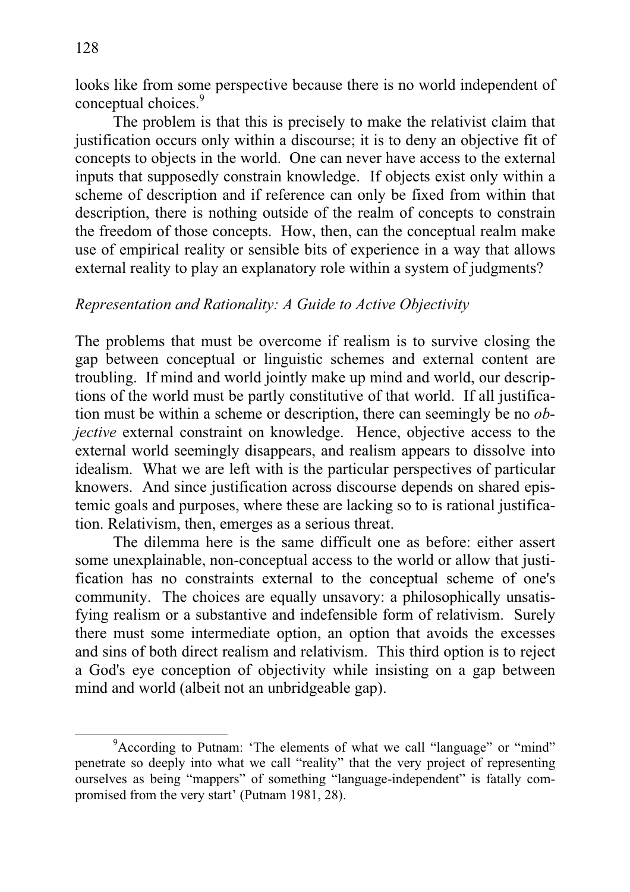looks like from some perspective because there is no world independent of conceptual choices.[9]

The problem is that this is precisely to make the relativist claim that justification occurs only within a discourse; it is to deny an objective fit of concepts to objects in the world. One can never have access to the external inputs that supposedly constrain knowledge. If objects exist only within a scheme of description and if reference can only be fixed from within that description, there is nothing outside of the realm of concepts to constrain the freedom of those concepts. How, then, can the conceptual realm make use of empirical reality or sensible bits of experience in a way that allows external reality to play an explanatory role within a system of judgments?

### *Representation and Rationality: A Guide to Active Objectivity*

The problems that must be overcome if realism is to survive closing the gap between conceptual or linguistic schemes and external content are troubling. If mind and world jointly make up mind and world, our descriptions of the world must be partly constitutive of that world. If all justification must be within a scheme or description, there can seemingly be no *objective* external constraint on knowledge. Hence, objective access to the external world seemingly disappears, and realism appears to dissolve into idealism. What we are left with is the particular perspectives of particular knowers. And since justification across discourse depends on shared epistemic goals and purposes, where these are lacking so to is rational justification. Relativism, then, emerges as a serious threat.

The dilemma here is the same difficult one as before: either assert some unexplainable, non-conceptual access to the world or allow that justification has no constraints external to the conceptual scheme of one's community. The choices are equally unsavory: a philosophically unsatisfying realism or a substantive and indefensible form of relativism. Surely there must some intermediate option, an option that avoids the excesses and sins of both direct realism and relativism. This third option is to reject a God's eye conception of objectivity while insisting on a gap between mind and world (albeit not an unbridgeable gap).

---

[9] According to Putnam: 'The elements of what we call "language" or "mind" penetrate so deeply into what we call "reality" that the very project of representing ourselves as being "mappers" of something "language-independent" is fatally compromised from the very start' (Putnam 1981, 28).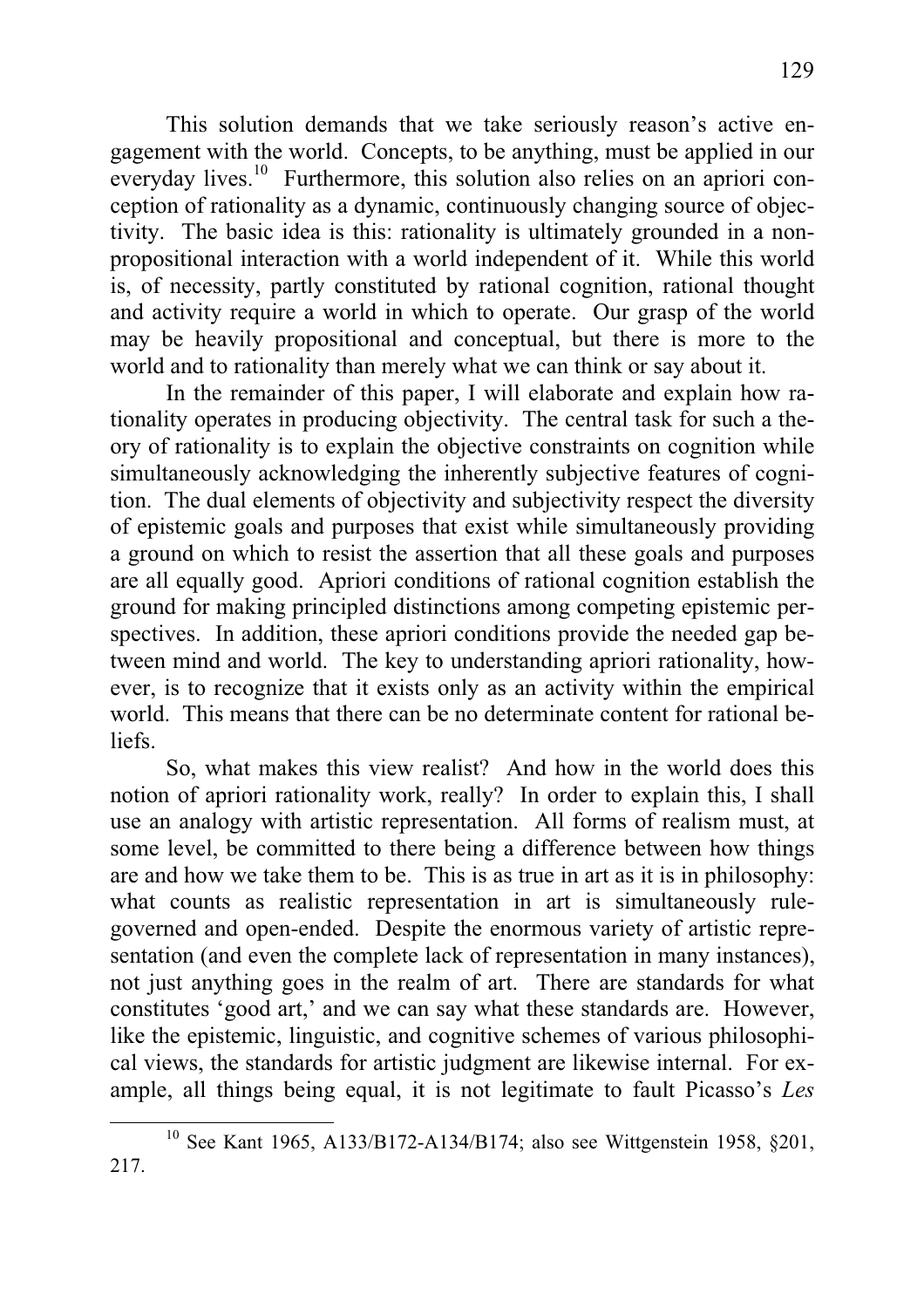This solution demands that we take seriously reason's active engagement with the world. Concepts, to be anything, must be applied in our everyday lives.[10] Furthermore, this solution also relies on an apriori conception of rationality as a dynamic, continuously changing source of objectivity. The basic idea is this: rationality is ultimately grounded in a non-propositional interaction with a world independent of it. While this world is, of necessity, partly constituted by rational cognition, rational thought and activity require a world in which to operate. Our grasp of the world may be heavily propositional and conceptual, but there is more to the world and to rationality than merely what we can think or say about it.

In the remainder of this paper, I will elaborate and explain how rationality operates in producing objectivity. The central task for such a theory of rationality is to explain the objective constraints on cognition while simultaneously acknowledging the inherently subjective features of cognition. The dual elements of objectivity and subjectivity respect the diversity of epistemic goals and purposes that exist while simultaneously providing a ground on which to resist the assertion that all these goals and purposes are all equally good. Apriori conditions of rational cognition establish the ground for making principled distinctions among competing epistemic perspectives. In addition, these apriori conditions provide the needed gap between mind and world. The key to understanding apriori rationality, however, is to recognize that it exists only as an activity within the empirical world. This means that there can be no determinate content for rational beliefs.

So, what makes this view realist? And how in the world does this notion of apriori rationality work, really? In order to explain this, I shall use an analogy with artistic representation. All forms of realism must, at some level, be committed to there being a difference between how things are and how we take them to be. This is as true in art as it is in philosophy: what counts as realistic representation in art is simultaneously rule-governed and open-ended. Despite the enormous variety of artistic representation (and even the complete lack of representation in many instances), not just anything goes in the realm of art. There are standards for what constitutes 'good art,' and we can say what these standards are. However, like the epistemic, linguistic, and cognitive schemes of various philosophical views, the standards for artistic judgment are likewise internal. For example, all things being equal, it is not legitimate to fault Picasso's *Les*

[10] See Kant 1965, A133/B172-A134/B174; also see Wittgenstein 1958, §201, 217.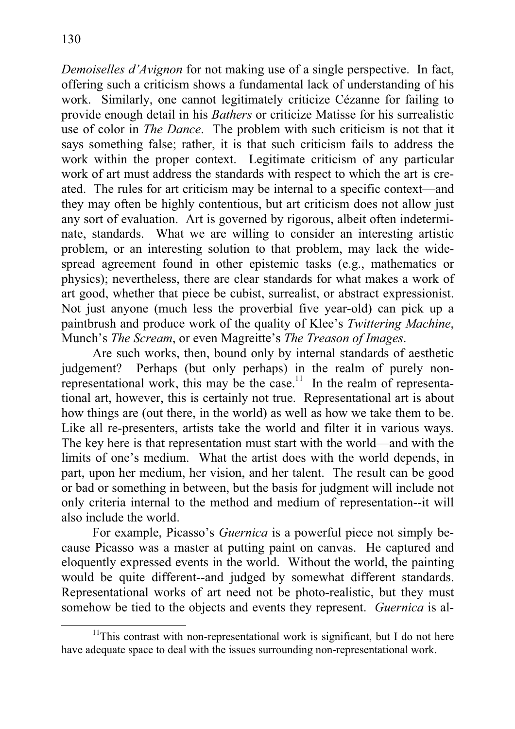*Demoiselles d'Avignon* for not making use of a single perspective. In fact, offering such a criticism shows a fundamental lack of understanding of his work. Similarly, one cannot legitimately criticize Cézanne for failing to provide enough detail in his *Bathers* or criticize Matisse for his surrealistic use of color in *The Dance*. The problem with such criticism is not that it says something false; rather, it is that such criticism fails to address the work within the proper context. Legitimate criticism of any particular work of art must address the standards with respect to which the art is created. The rules for art criticism may be internal to a specific context—and they may often be highly contentious, but art criticism does not allow just any sort of evaluation. Art is governed by rigorous, albeit often indeterminate, standards. What we are willing to consider an interesting artistic problem, or an interesting solution to that problem, may lack the widespread agreement found in other epistemic tasks (e.g., mathematics or physics); nevertheless, there are clear standards for what makes a work of art good, whether that piece be cubist, surrealist, or abstract expressionist. Not just anyone (much less the proverbial five year-old) can pick up a paintbrush and produce work of the quality of Klee's *Twittering Machine*, Munch's *The Scream*, or even Magreitte's *The Treason of Images*.

Are such works, then, bound only by internal standards of aesthetic judgement? Perhaps (but only perhaps) in the realm of purely non-representational work, this may be the case.[11] In the realm of representational art, however, this is certainly not true. Representational art is about how things are (out there, in the world) as well as how we take them to be. Like all re-presenters, artists take the world and filter it in various ways. The key here is that representation must start with the world—and with the limits of one's medium. What the artist does with the world depends, in part, upon her medium, her vision, and her talent. The result can be good or bad or something in between, but the basis for judgment will include not only criteria internal to the method and medium of representation--it will also include the world.

For example, Picasso's *Guernica* is a powerful piece not simply because Picasso was a master at putting paint on canvas. He captured and eloquently expressed events in the world. Without the world, the painting would be quite different--and judged by somewhat different standards. Representational works of art need not be photo-realistic, but they must somehow be tied to the objects and events they represent. *Guernica* is al-

[11] This contrast with non-representational work is significant, but I do not here have adequate space to deal with the issues surrounding non-representational work.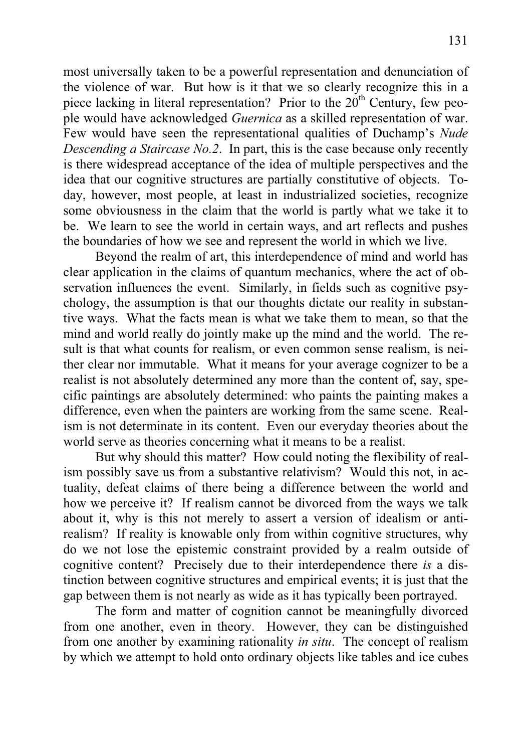most universally taken to be a powerful representation and denunciation of the violence of war. But how is it that we so clearly recognize this in a piece lacking in literal representation? Prior to the 20th Century, few people would have acknowledged *Guernica* as a skilled representation of war. Few would have seen the representational qualities of Duchamp's *Nude Descending a Staircase No.2*. In part, this is the case because only recently is there widespread acceptance of the idea of multiple perspectives and the idea that our cognitive structures are partially constitutive of objects. Today, however, most people, at least in industrialized societies, recognize some obviousness in the claim that the world is partly what we take it to be. We learn to see the world in certain ways, and art reflects and pushes the boundaries of how we see and represent the world in which we live.

Beyond the realm of art, this interdependence of mind and world has clear application in the claims of quantum mechanics, where the act of observation influences the event. Similarly, in fields such as cognitive psychology, the assumption is that our thoughts dictate our reality in substantive ways. What the facts mean is what we take them to mean, so that the mind and world really do jointly make up the mind and the world. The result is that what counts for realism, or even common sense realism, is neither clear nor immutable. What it means for your average cognizer to be a realist is not absolutely determined any more than the content of, say, specific paintings are absolutely determined: who paints the painting makes a difference, even when the painters are working from the same scene. Realism is not determinate in its content. Even our everyday theories about the world serve as theories concerning what it means to be a realist.

But why should this matter? How could noting the flexibility of realism possibly save us from a substantive relativism? Would this not, in actuality, defeat claims of there being a difference between the world and how we perceive it? If realism cannot be divorced from the ways we talk about it, why is this not merely to assert a version of idealism or anti-realism? If reality is knowable only from within cognitive structures, why do we not lose the epistemic constraint provided by a realm outside of cognitive content? Precisely due to their interdependence there *is* a distinction between cognitive structures and empirical events; it is just that the gap between them is not nearly as wide as it has typically been portrayed.

The form and matter of cognition cannot be meaningfully divorced from one another, even in theory. However, they can be distinguished from one another by examining rationality *in situ*. The concept of realism by which we attempt to hold onto ordinary objects like tables and ice cubes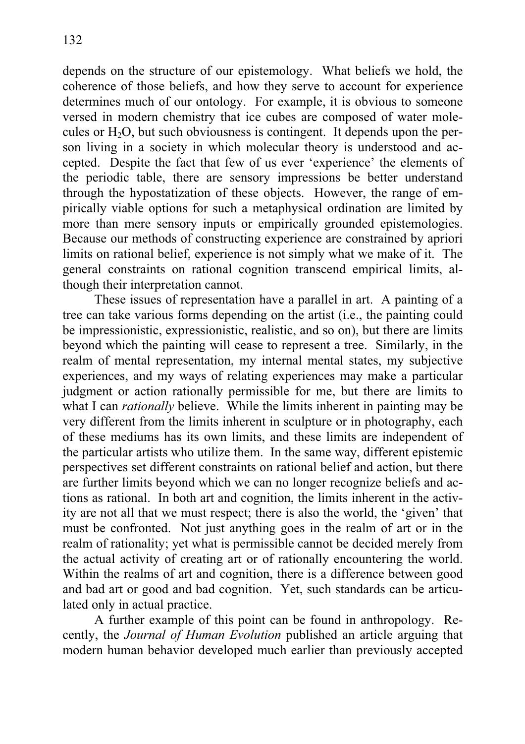depends on the structure of our epistemology. What beliefs we hold, the coherence of those beliefs, and how they serve to account for experience determines much of our ontology. For example, it is obvious to someone versed in modern chemistry that ice cubes are composed of water molecules or $H_2O$, but such obviousness is contingent. It depends upon the person living in a society in which molecular theory is understood and accepted. Despite the fact that few of us ever 'experience' the elements of the periodic table, there are sensory impressions be better understand through the hypostatization of these objects. However, the range of empirically viable options for such a metaphysical ordination are limited by more than mere sensory inputs or empirically grounded epistemologies. Because our methods of constructing experience are constrained by apriori limits on rational belief, experience is not simply what we make of it. The general constraints on rational cognition transcend empirical limits, although their interpretation cannot.

These issues of representation have a parallel in art. A painting of a tree can take various forms depending on the artist (i.e., the painting could be impressionistic, expressionistic, realistic, and so on), but there are limits beyond which the painting will cease to represent a tree. Similarly, in the realm of mental representation, my internal mental states, my subjective experiences, and my ways of relating experiences may make a particular judgment or action rationally permissible for me, but there are limits to what I can *rationally* believe. While the limits inherent in painting may be very different from the limits inherent in sculpture or in photography, each of these mediums has its own limits, and these limits are independent of the particular artists who utilize them. In the same way, different epistemic perspectives set different constraints on rational belief and action, but there are further limits beyond which we can no longer recognize beliefs and actions as rational. In both art and cognition, the limits inherent in the activity are not all that we must respect; there is also the world, the 'given' that must be confronted. Not just anything goes in the realm of art or in the realm of rationality; yet what is permissible cannot be decided merely from the actual activity of creating art or of rationally encountering the world. Within the realms of art and cognition, there is a difference between good and bad art or good and bad cognition. Yet, such standards can be articulated only in actual practice.

A further example of this point can be found in anthropology. Recently, the *Journal of Human Evolution* published an article arguing that modern human behavior developed much earlier than previously accepted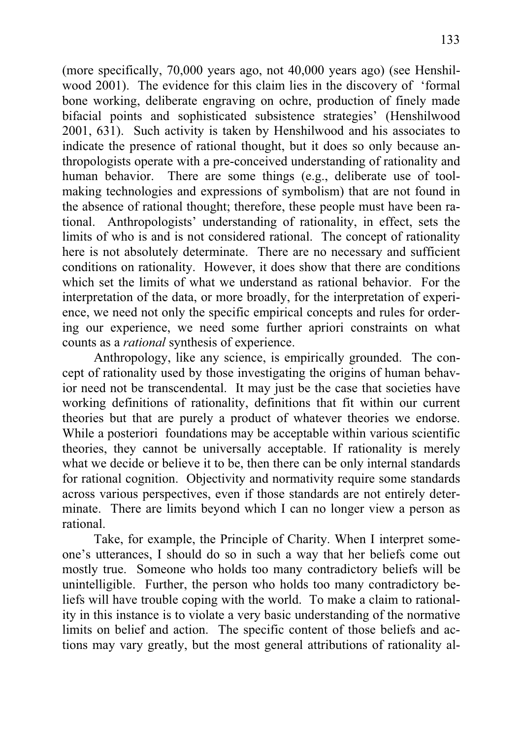(more specifically, 70,000 years ago, not 40,000 years ago) (see Henshilwood 2001). The evidence for this claim lies in the discovery of 'formal bone working, deliberate engraving on ochre, production of finely made bifacial points and sophisticated subsistence strategies' (Henshilwood 2001, 631). Such activity is taken by Henshilwood and his associates to indicate the presence of rational thought, but it does so only because anthropologists operate with a pre-conceived understanding of rationality and human behavior. There are some things (e.g., deliberate use of tool-making technologies and expressions of symbolism) that are not found in the absence of rational thought; therefore, these people must have been rational. Anthropologists' understanding of rationality, in effect, sets the limits of who is and is not considered rational. The concept of rationality here is not absolutely determinate. There are no necessary and sufficient conditions on rationality. However, it does show that there are conditions which set the limits of what we understand as rational behavior. For the interpretation of the data, or more broadly, for the interpretation of experience, we need not only the specific empirical concepts and rules for ordering our experience, we need some further apriori constraints on what counts as a *rational* synthesis of experience.

Anthropology, like any science, is empirically grounded. The concept of rationality used by those investigating the origins of human behavior need not be transcendental. It may just be the case that societies have working definitions of rationality, definitions that fit within our current theories but that are purely a product of whatever theories we endorse. While a posteriori foundations may be acceptable within various scientific theories, they cannot be universally acceptable. If rationality is merely what we decide or believe it to be, then there can be only internal standards for rational cognition. Objectivity and normativity require some standards across various perspectives, even if those standards are not entirely determinate. There are limits beyond which I can no longer view a person as rational.

Take, for example, the Principle of Charity. When I interpret someone's utterances, I should do so in such a way that her beliefs come out mostly true. Someone who holds too many contradictory beliefs will be unintelligible. Further, the person who holds too many contradictory beliefs will have trouble coping with the world. To make a claim to rationality in this instance is to violate a very basic understanding of the normative limits on belief and action. The specific content of those beliefs and actions may vary greatly, but the most general attributions of rationality al-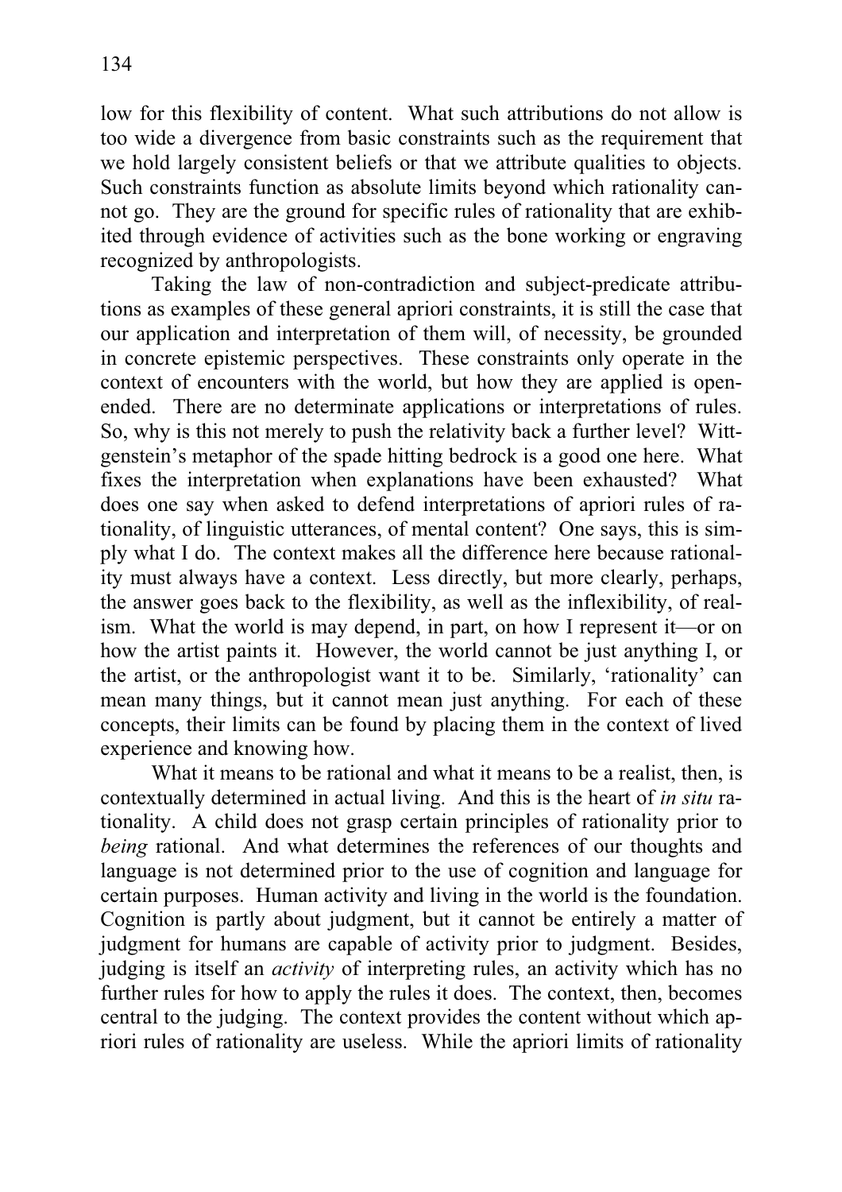low for this flexibility of content. What such attributions do not allow is too wide a divergence from basic constraints such as the requirement that we hold largely consistent beliefs or that we attribute qualities to objects. Such constraints function as absolute limits beyond which rationality cannot go. They are the ground for specific rules of rationality that are exhibited through evidence of activities such as the bone working or engraving recognized by anthropologists.

Taking the law of non-contradiction and subject-predicate attributions as examples of these general apriori constraints, it is still the case that our application and interpretation of them will, of necessity, be grounded in concrete epistemic perspectives. These constraints only operate in the context of encounters with the world, but how they are applied is open-ended. There are no determinate applications or interpretations of rules. So, why is this not merely to push the relativity back a further level? Wittgenstein's metaphor of the spade hitting bedrock is a good one here. What fixes the interpretation when explanations have been exhausted? What does one say when asked to defend interpretations of apriori rules of rationality, of linguistic utterances, of mental content? One says, this is simply what I do. The context makes all the difference here because rationality must always have a context. Less directly, but more clearly, perhaps, the answer goes back to the flexibility, as well as the inflexibility, of realism. What the world is may depend, in part, on how I represent it—or on how the artist paints it. However, the world cannot be just anything I, or the artist, or the anthropologist want it to be. Similarly, 'rationality' can mean many things, but it cannot mean just anything. For each of these concepts, their limits can be found by placing them in the context of lived experience and knowing how.

What it means to be rational and what it means to be a realist, then, is contextually determined in actual living. And this is the heart of *in situ* rationality. A child does not grasp certain principles of rationality prior to *being* rational. And what determines the references of our thoughts and language is not determined prior to the use of cognition and language for certain purposes. Human activity and living in the world is the foundation. Cognition is partly about judgment, but it cannot be entirely a matter of judgment for humans are capable of activity prior to judgment. Besides, judging is itself an *activity* of interpreting rules, an activity which has no further rules for how to apply the rules it does. The context, then, becomes central to the judging. The context provides the content without which apriori rules of rationality are useless. While the apriori limits of rationality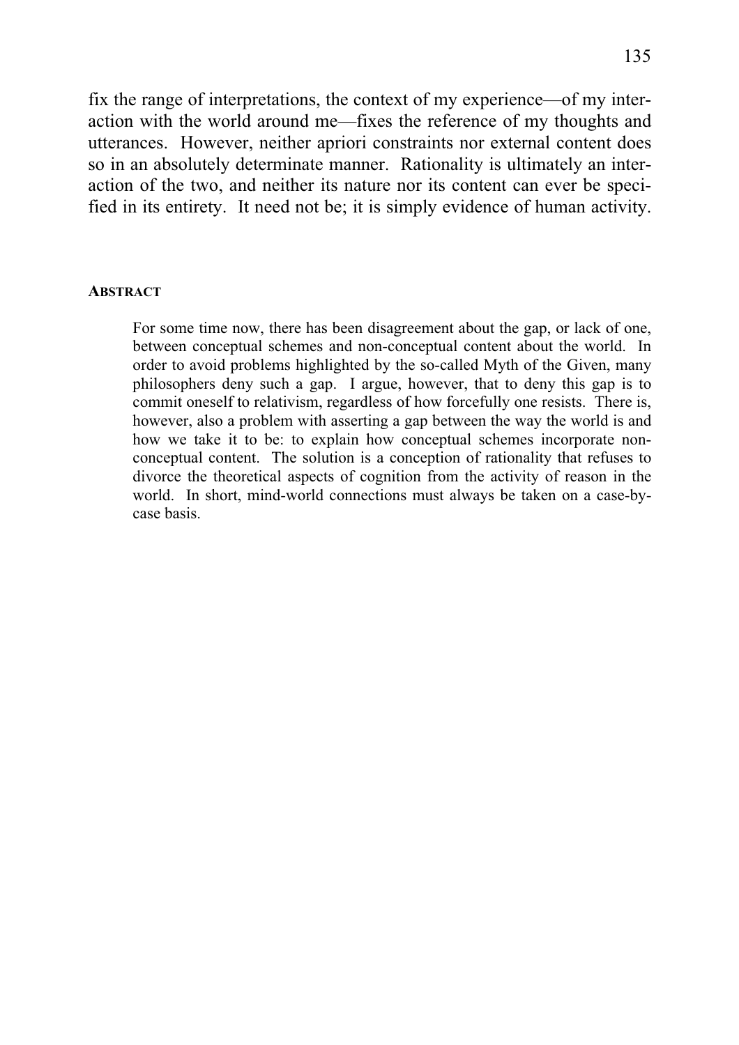fix the range of interpretations, the context of my experience—of my interaction with the world around me—fixes the reference of my thoughts and utterances. However, neither apriori constraints nor external content does so in an absolutely determinate manner. Rationality is ultimately an interaction of the two, and neither its nature nor its content can ever be specified in its entirety. It need not be; it is simply evidence of human activity.

#### ABSTRACT

For some time now, there has been disagreement about the gap, or lack of one, between conceptual schemes and non-conceptual content about the world. In order to avoid problems highlighted by the so-called Myth of the Given, many philosophers deny such a gap. I argue, however, that to deny this gap is to commit oneself to relativism, regardless of how forcefully one resists. There is, however, also a problem with asserting a gap between the way the world is and how we take it to be: to explain how conceptual schemes incorporate non-conceptual content. The solution is a conception of rationality that refuses to divorce the theoretical aspects of cognition from the activity of reason in the world. In short, mind-world connections must always be taken on a case-by-case basis.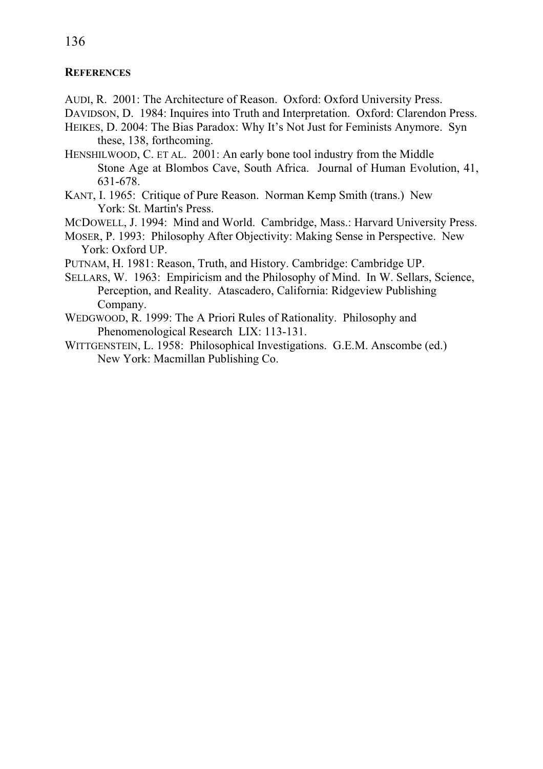## REFERENCES

AUDI, R. 2001: The Architecture of Reason. Oxford: Oxford University Press.

DAVIDSON, D. 1984: Inquires into Truth and Interpretation. Oxford: Clarendon Press.

HEIKES, D. 2004: The Bias Paradox: Why It's Not Just for Feminists Anymore. Syn these, 138, forthcoming.

HENSHILWOOD, C. ET AL. 2001: An early bone tool industry from the Middle Stone Age at Blombos Cave, South Africa. Journal of Human Evolution, 41, 631-678.

KANT, I. 1965: Critique of Pure Reason. Norman Kemp Smith (trans.) New York: St. Martin's Press.

MCDOWELL, J. 1994: Mind and World. Cambridge, Mass.: Harvard University Press.

MOSER, P. 1993: Philosophy After Objectivity: Making Sense in Perspective. New York: Oxford UP.

PUTNAM, H. 1981: Reason, Truth, and History. Cambridge: Cambridge UP.

SELLARS, W. 1963: Empiricism and the Philosophy of Mind. In W. Sellars, Science, Perception, and Reality. Atascadero, California: Ridgeview Publishing Company.

WEDGWOOD, R. 1999: The A Priori Rules of Rationality. Philosophy and Phenomenological Research LIX: 113-131.

WITTGENSTEIN, L. 1958: Philosophical Investigations. G.E.M. Anscombe (ed.) New York: Macmillan Publishing Co.